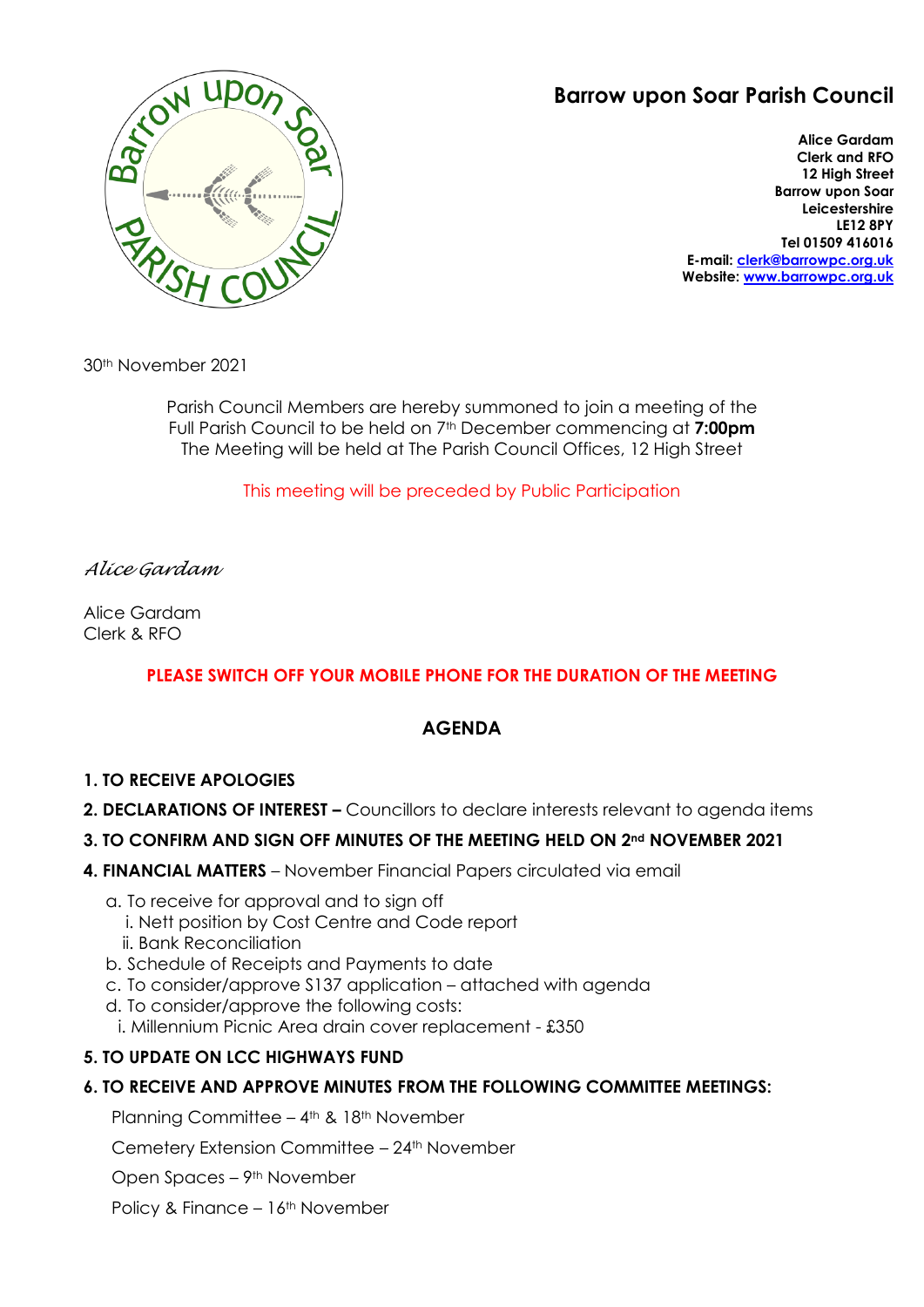# Barrow upon Soar Parish Council

**Alice Gardam**
**Clerk and RFO**
**12 High Street**
**Barrow upon Soar**
**Leicestershire**
**LE12 8PY**
**Tel 01509 416016**
**E-mail: clerk@barrowpc.org.uk**
**Website: www.barrowpc.org.uk**

30th November 2021

Parish Council Members are hereby summoned to join a meeting of the Full Parish Council to be held on 7th December commencing at **7:00pm**
The Meeting will be held at The Parish Council Offices, 12 High Street

This meeting will be preceded by Public Participation

*Alice Gardam*

Alice Gardam
Clerk & RFO

**PLEASE SWITCH OFF YOUR MOBILE PHONE FOR THE DURATION OF THE MEETING**

## AGENDA

**1. TO RECEIVE APOLOGIES**

**2. DECLARATIONS OF INTEREST –** Councillors to declare interests relevant to agenda items

**3. TO CONFIRM AND SIGN OFF MINUTES OF THE MEETING HELD ON 2nd NOVEMBER 2021**

**4. FINANCIAL MATTERS** – November Financial Papers circulated via email

- a. To receive for approval and to sign off
  - i. Nett position by Cost Centre and Code report
  - ii. Bank Reconciliation
- b. Schedule of Receipts and Payments to date
- c. To consider/approve S137 application – attached with agenda
- d. To consider/approve the following costs:
  - i. Millennium Picnic Area drain cover replacement - £350

**5. TO UPDATE ON LCC HIGHWAYS FUND**

**6. TO RECEIVE AND APPROVE MINUTES FROM THE FOLLOWING COMMITTEE MEETINGS:**

Planning Committee – 4th & 18th November

Cemetery Extension Committee – 24th November

Open Spaces – 9th November

Policy & Finance – 16th November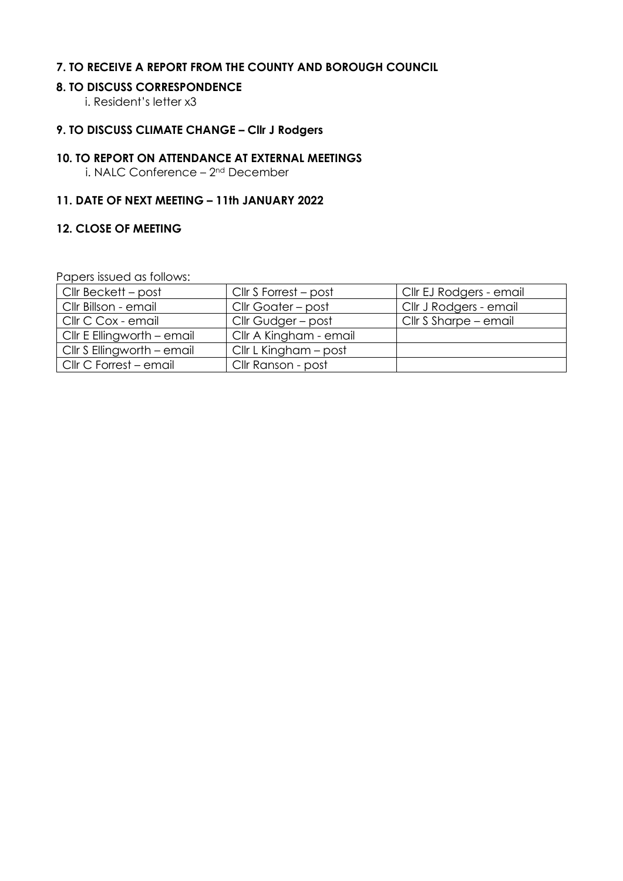**7. TO RECEIVE A REPORT FROM THE COUNTY AND BOROUGH COUNCIL**

**8. TO DISCUSS CORRESPONDENCE**

i. Resident's letter x3

**9. TO DISCUSS CLIMATE CHANGE – Cllr J Rodgers**

**10. TO REPORT ON ATTENDANCE AT EXTERNAL MEETINGS**

i. NALC Conference – 2nd December

**11. DATE OF NEXT MEETING – 11th JANUARY 2022**

**12. CLOSE OF MEETING**

Papers issued as follows:

| | | |
|---|---|---|
| Cllr Beckett – post | Cllr S Forrest – post | Cllr EJ Rodgers - email |
| Cllr Billson - email | Cllr Goater – post | Cllr J Rodgers - email |
| Cllr C Cox - email | Cllr Gudger – post | Cllr S Sharpe – email |
| Cllr E Ellingworth – email | Cllr A Kingham - email | |
| Cllr S Ellingworth – email | Cllr L Kingham – post | |
| Cllr C Forrest – email | Cllr Ranson - post | |